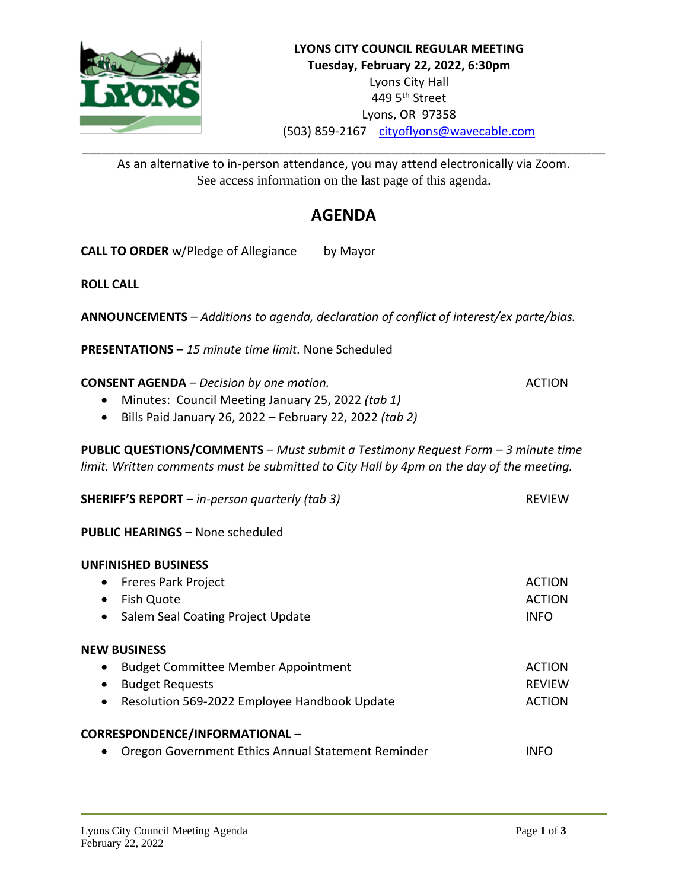**LYONS CITY COUNCIL REGULAR MEETING**
**Tuesday, February 22, 2022, 6:30pm**
Lyons City Hall
449 5th Street
Lyons, OR 97358
(503) 859-2167 cityoflyons@wavecable.com

---

As an alternative to in-person attendance, you may attend electronically via Zoom. See access information on the last page of this agenda.

# AGENDA

**CALL TO ORDER** w/Pledge of Allegiance by Mayor

**ROLL CALL**

**ANNOUNCEMENTS** – *Additions to agenda, declaration of conflict of interest/ex parte/bias.*

**PRESENTATIONS** – *15 minute time limit.* None Scheduled

**CONSENT AGENDA** – *Decision by one motion.* ACTION

- Minutes: Council Meeting January 25, 2022 *(tab 1)*
- Bills Paid January 26, 2022 – February 22, 2022 *(tab 2)*

**PUBLIC QUESTIONS/COMMENTS** – *Must submit a Testimony Request Form – 3 minute time limit. Written comments must be submitted to City Hall by 4pm on the day of the meeting.*

**SHERIFF'S REPORT** – *in-person quarterly (tab 3)* REVIEW

**PUBLIC HEARINGS** – None scheduled

**UNFINISHED BUSINESS**

- Freres Park Project ACTION
- Fish Quote ACTION
- Salem Seal Coating Project Update INFO

**NEW BUSINESS**

- Budget Committee Member Appointment ACTION
- Budget Requests REVIEW
- Resolution 569-2022 Employee Handbook Update ACTION

**CORRESPONDENCE/INFORMATIONAL** –

- Oregon Government Ethics Annual Statement Reminder INFO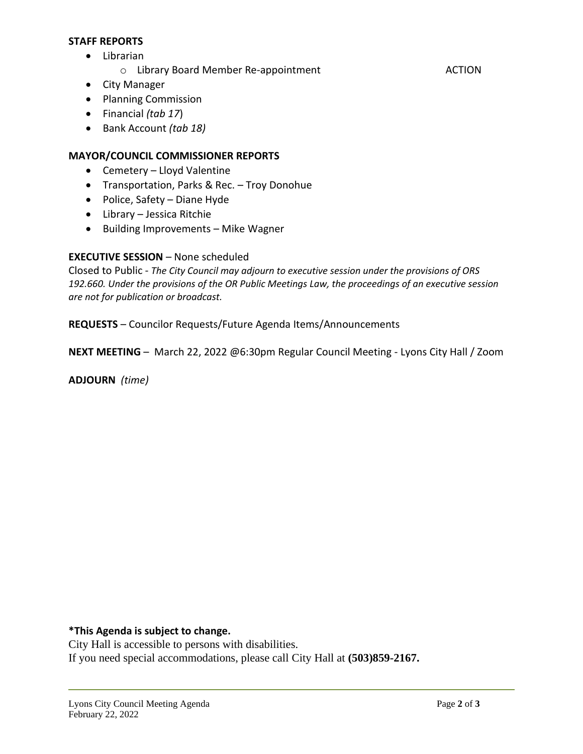**STAFF REPORTS**

- Librarian
  - Library Board Member Re-appointment ACTION
- City Manager
- Planning Commission
- Financial *(tab 17*)
- Bank Account *(tab 18)*

**MAYOR/COUNCIL COMMISSIONER REPORTS**

- Cemetery – Lloyd Valentine
- Transportation, Parks & Rec. – Troy Donohue
- Police, Safety – Diane Hyde
- Library – Jessica Ritchie
- Building Improvements – Mike Wagner

**EXECUTIVE SESSION** – None scheduled

Closed to Public - *The City Council may adjourn to executive session under the provisions of ORS 192.660. Under the provisions of the OR Public Meetings Law, the proceedings of an executive session are not for publication or broadcast.*

**REQUESTS** – Councilor Requests/Future Agenda Items/Announcements

**NEXT MEETING** – March 22, 2022 @6:30pm Regular Council Meeting - Lyons City Hall / Zoom

**ADJOURN** *(time)*

**\*This Agenda is subject to change.**

City Hall is accessible to persons with disabilities.

If you need special accommodations, please call City Hall at **(503)859-2167.**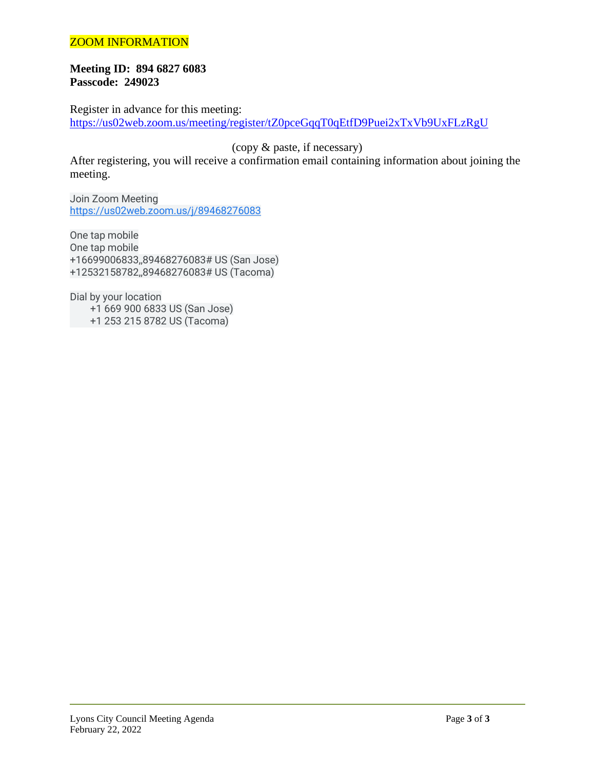ZOOM INFORMATION

**Meeting ID: 894 6827 6083**
**Passcode: 249023**

Register in advance for this meeting:
https://us02web.zoom.us/meeting/register/tZ0pceGqqT0qEtfD9Puei2xTxVb9UxFLzRgU

(copy & paste, if necessary)

After registering, you will receive a confirmation email containing information about joining the meeting.

Join Zoom Meeting
https://us02web.zoom.us/j/89468276083

One tap mobile
One tap mobile
+16699006833,,89468276083# US (San Jose)
+12532158782,,89468276083# US (Tacoma)

Dial by your location
+1 669 900 6833 US (San Jose)
+1 253 215 8782 US (Tacoma)